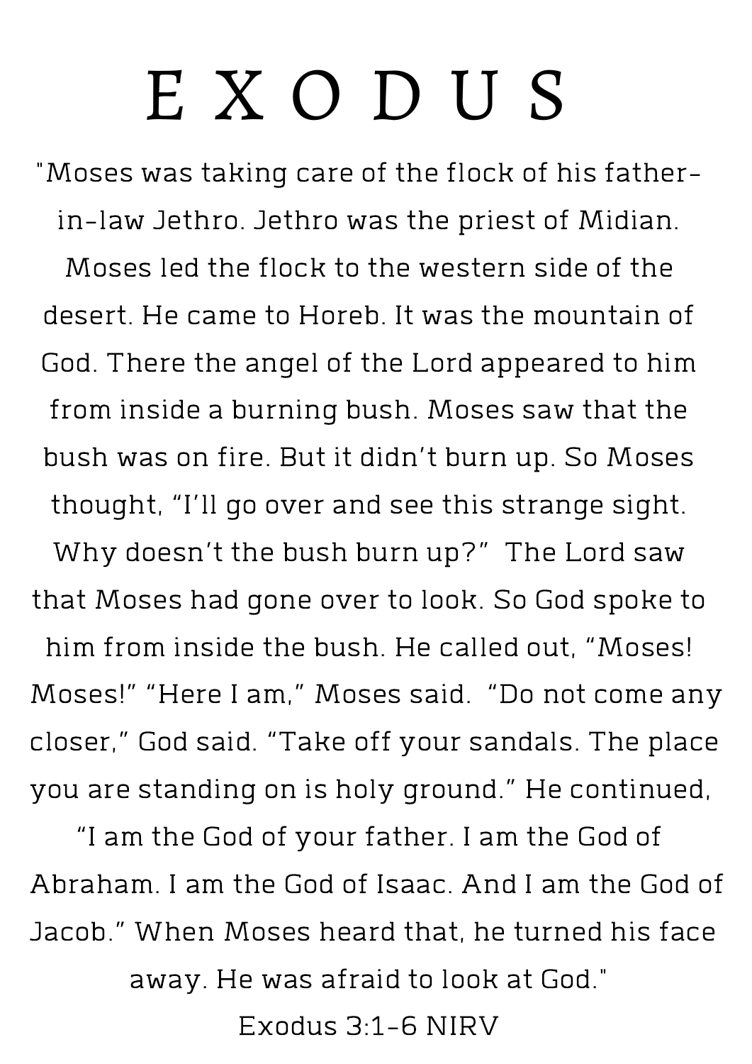# E X O D U S

"Moses was taking care of the flock of his father-in-law Jethro. Jethro was the priest of Midian. Moses led the flock to the western side of the desert. He came to Horeb. It was the mountain of God. There the angel of the Lord appeared to him from inside a burning bush. Moses saw that the bush was on fire. But it didn't burn up. So Moses thought, "I'll go over and see this strange sight. Why doesn't the bush burn up?" The Lord saw that Moses had gone over to look. So God spoke to him from inside the bush. He called out, "Moses! Moses!" "Here I am," Moses said. "Do not come any closer," God said. "Take off your sandals. The place you are standing on is holy ground." He continued, "I am the God of your father. I am the God of Abraham. I am the God of Isaac. And I am the God of Jacob." When Moses heard that, he turned his face away. He was afraid to look at God."

Exodus 3:1-6 NIRV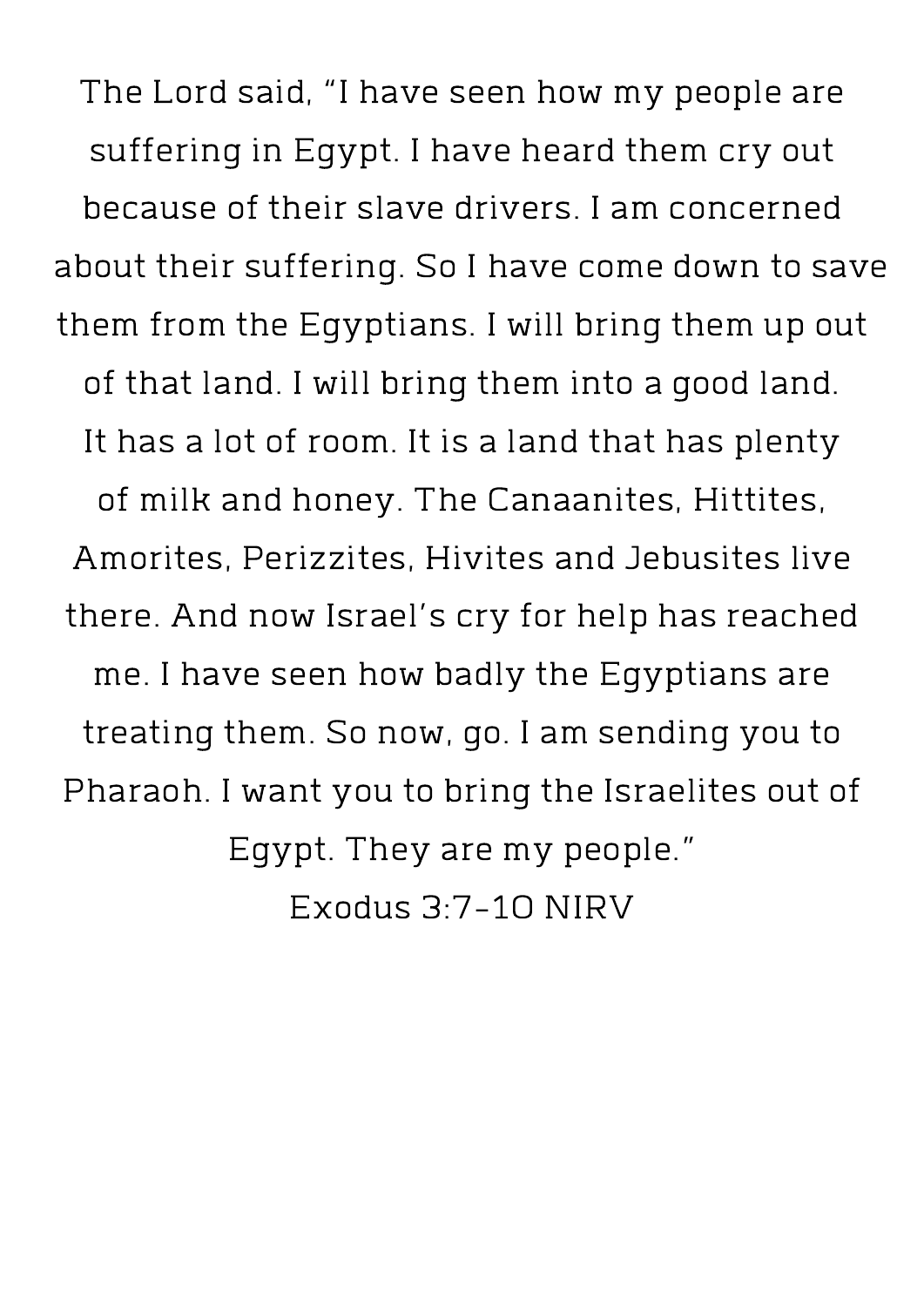The Lord said, "I have seen how my people are suffering in Egypt. I have heard them cry out because of their slave drivers. I am concerned about their suffering. So I have come down to save them from the Egyptians. I will bring them up out of that land. I will bring them into a good land. It has a lot of room. It is a land that has plenty of milk and honey. The Canaanites, Hittites, Amorites, Perizzites, Hivites and Jebusites live there. And now Israel's cry for help has reached me. I have seen how badly the Egyptians are treating them. So now, go. I am sending you to Pharaoh. I want you to bring the Israelites out of Egypt. They are my people."

Exodus 3:7-10 NIRV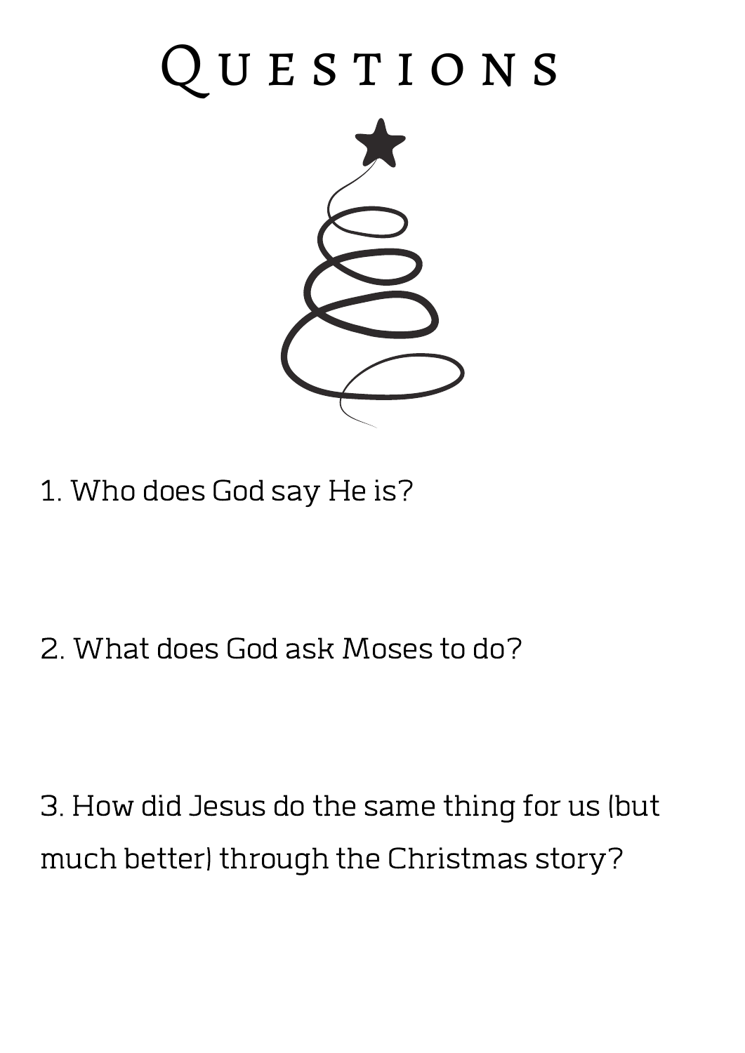# Questions

1. Who does God say He is?

2. What does God ask Moses to do?

3. How did Jesus do the same thing for us (but much better) through the Christmas story?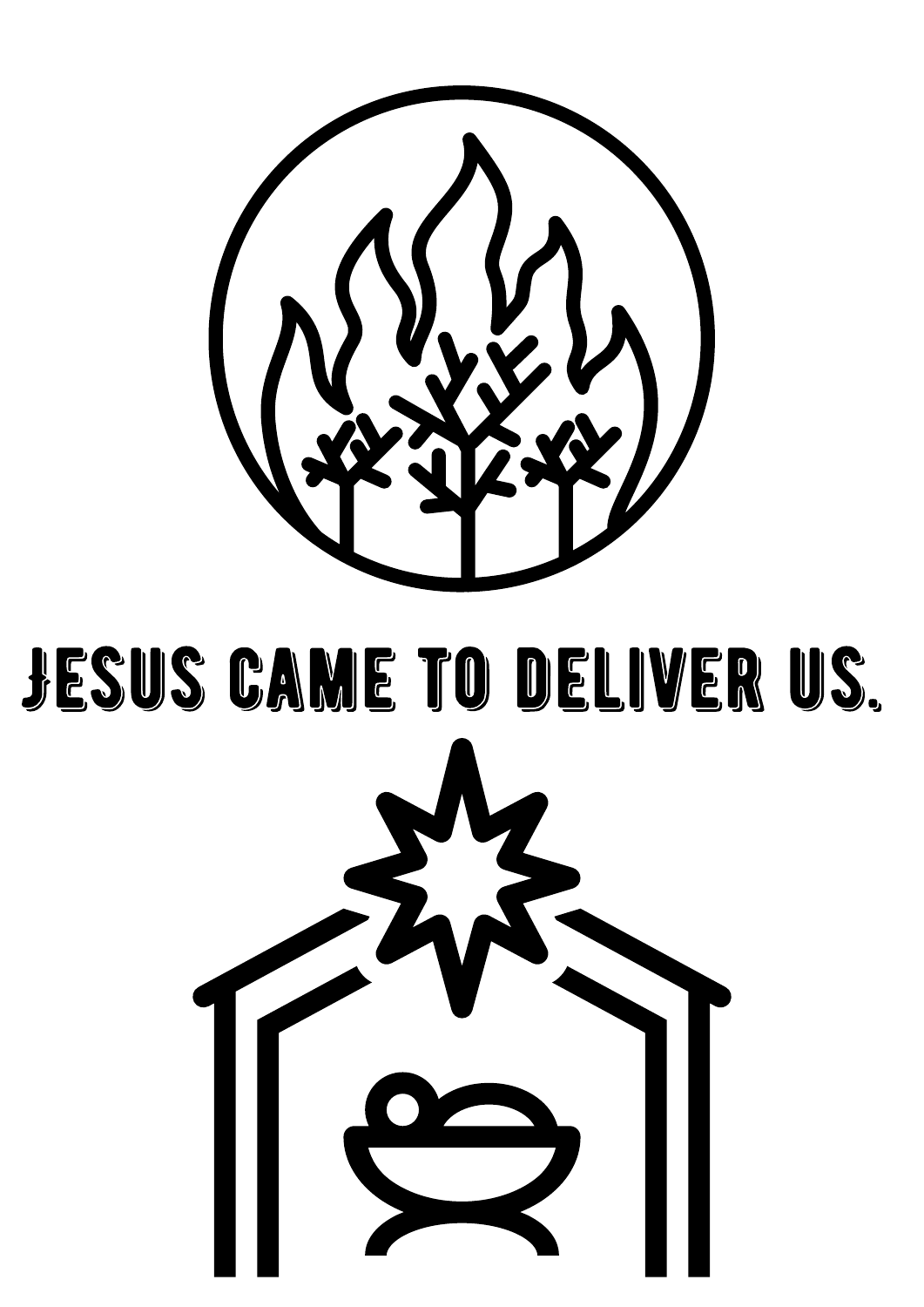# JESUS CAME TO DELIVER US.